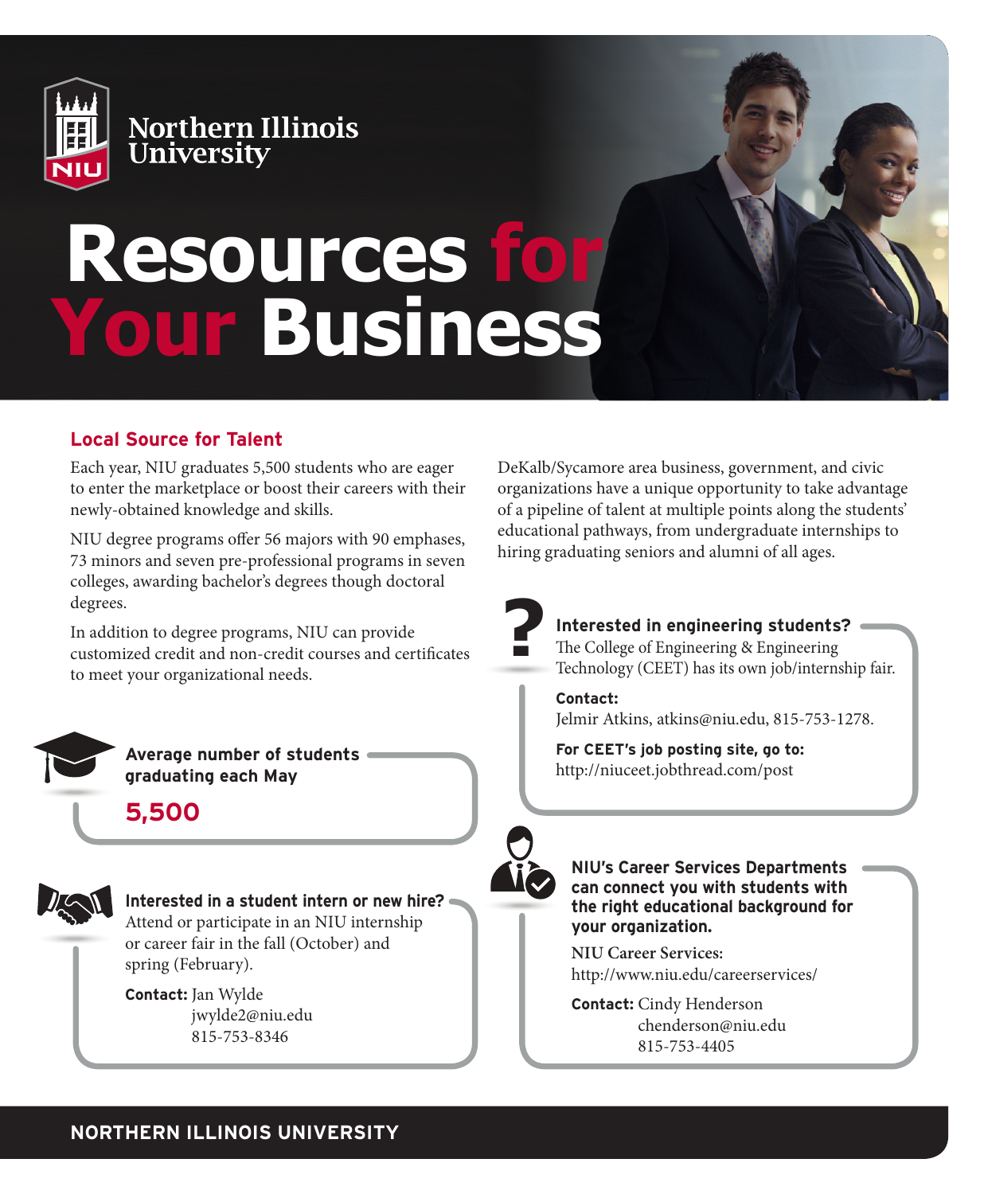Northern Illinois University

# Resources for Your Business

## Local Source for Talent

Each year, NIU graduates 5,500 students who are eager to enter the marketplace or boost their careers with their newly-obtained knowledge and skills.

NIU degree programs offer 56 majors with 90 emphases, 73 minors and seven pre-professional programs in seven colleges, awarding bachelor's degrees though doctoral degrees.

In addition to degree programs, NIU can provide customized credit and non-credit courses and certificates to meet your organizational needs.

DeKalb/Sycamore area business, government, and civic organizations have a unique opportunity to take advantage of a pipeline of talent at multiple points along the students' educational pathways, from undergraduate internships to hiring graduating seniors and alumni of all ages.

**Average number of students graduating each May**

**5,500**

**Interested in a student intern or new hire?**
Attend or participate in an NIU internship or career fair in the fall (October) and spring (February).

**Contact:** Jan Wylde
jwylde2@niu.edu
815-753-8346

**Interested in engineering students?**
The College of Engineering & Engineering Technology (CEET) has its own job/internship fair.

**Contact:**
Jelmir Atkins, atkins@niu.edu, 815-753-1278.

**For CEET's job posting site, go to:**
http://niuceet.jobthread.com/post

**NIU's Career Services Departments can connect you with students with the right educational background for your organization.**

**NIU Career Services:**
http://www.niu.edu/careerservices/

**Contact:** Cindy Henderson
chenderson@niu.edu
815-753-4405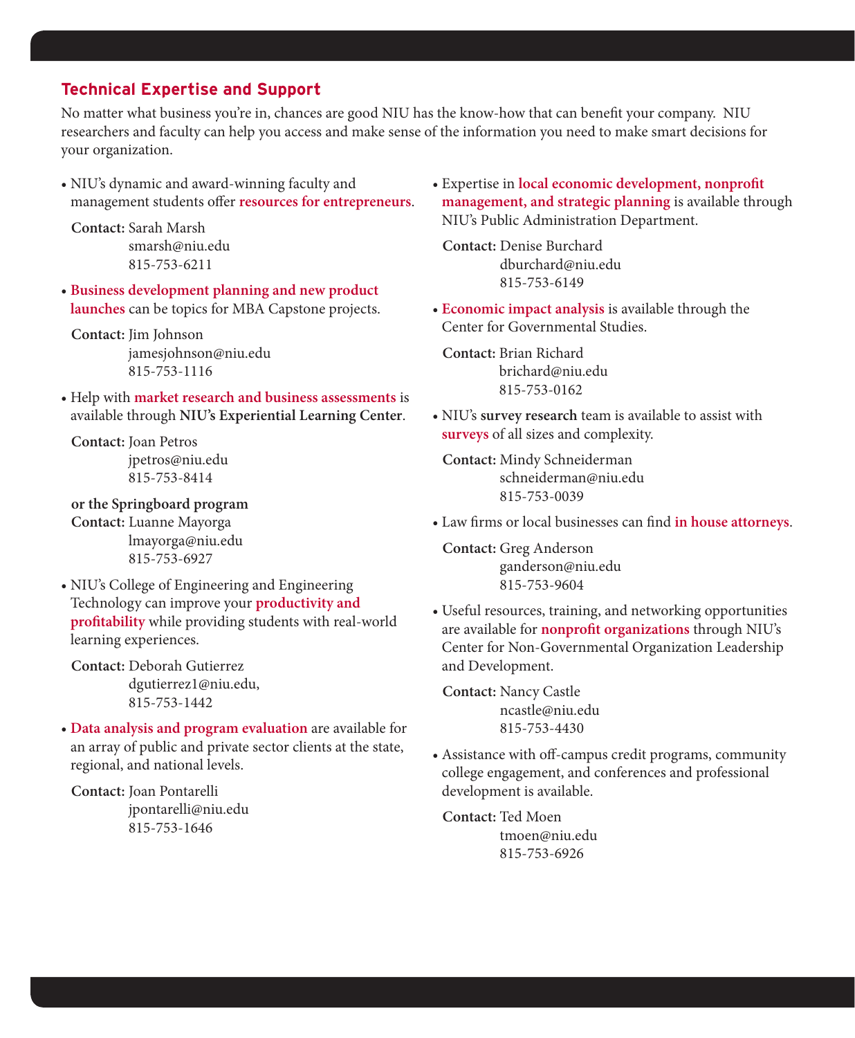## Technical Expertise and Support

No matter what business you're in, chances are good NIU has the know-how that can benefit your company. NIU researchers and faculty can help you access and make sense of the information you need to make smart decisions for your organization.

- NIU's dynamic and award-winning faculty and management students offer **resources for entrepreneurs**.

  **Contact:** Sarah Marsh
  smarsh@niu.edu
  815-753-6211

- **Business development planning and new product launches** can be topics for MBA Capstone projects.

  **Contact:** Jim Johnson
  jamesjohnson@niu.edu
  815-753-1116

- Help with **market research and business assessments** is available through **NIU's Experiential Learning Center**.

  **Contact:** Joan Petros
  jpetros@niu.edu
  815-753-8414

  **or the Springboard program**
  **Contact:** Luanne Mayorga
  lmayorga@niu.edu
  815-753-6927

- NIU's College of Engineering and Engineering Technology can improve your **productivity and profitability** while providing students with real-world learning experiences.

  **Contact:** Deborah Gutierrez
  dgutierrez1@niu.edu,
  815-753-1442

- **Data analysis and program evaluation** are available for an array of public and private sector clients at the state, regional, and national levels.

  **Contact:** Joan Pontarelli
  jpontarelli@niu.edu
  815-753-1646

- Expertise in **local economic development, nonprofit management, and strategic planning** is available through NIU's Public Administration Department.

  **Contact:** Denise Burchard
  dburchard@niu.edu
  815-753-6149

- **Economic impact analysis** is available through the Center for Governmental Studies.

  **Contact:** Brian Richard
  brichard@niu.edu
  815-753-0162

- NIU's **survey research** team is available to assist with **surveys** of all sizes and complexity.

  **Contact:** Mindy Schneiderman
  schneiderman@niu.edu
  815-753-0039

- Law firms or local businesses can find **in house attorneys**.

  **Contact:** Greg Anderson
  ganderson@niu.edu
  815-753-9604

- Useful resources, training, and networking opportunities are available for **nonprofit organizations** through NIU's Center for Non-Governmental Organization Leadership and Development.

  **Contact:** Nancy Castle
  ncastle@niu.edu
  815-753-4430

- Assistance with off-campus credit programs, community college engagement, and conferences and professional development is available.

  **Contact:** Ted Moen
  tmoen@niu.edu
  815-753-6926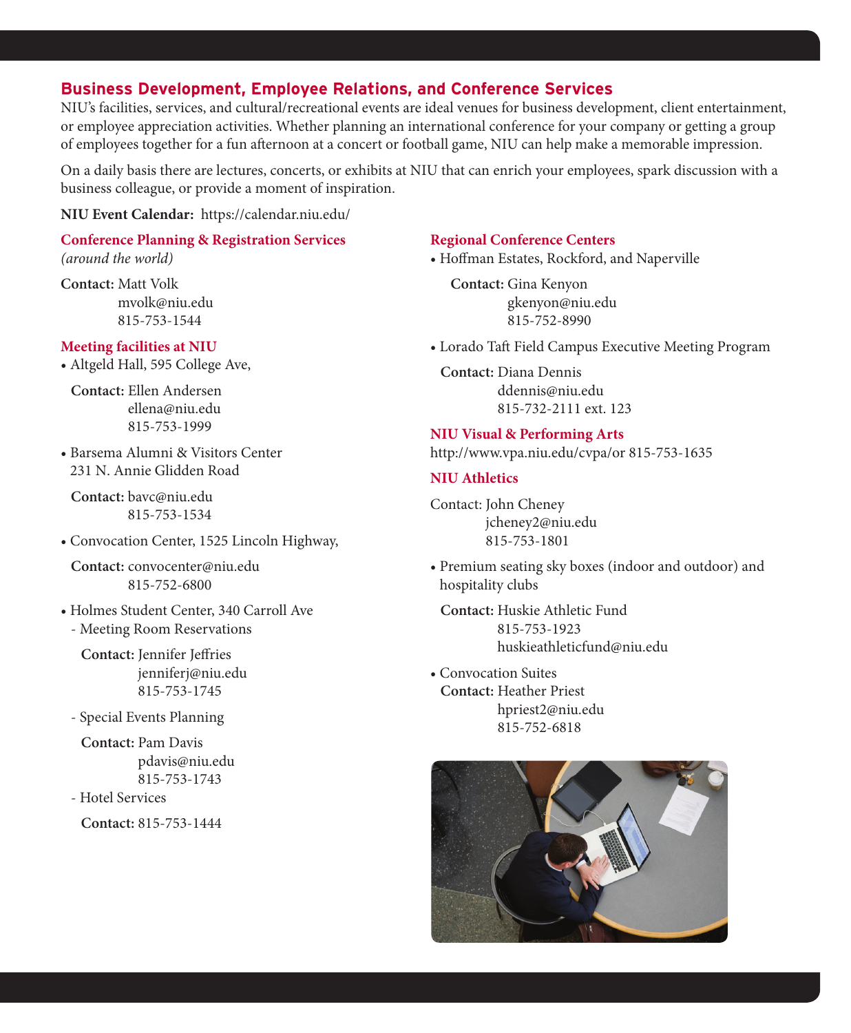## Business Development, Employee Relations, and Conference Services

NIU's facilities, services, and cultural/recreational events are ideal venues for business development, client entertainment, or employee appreciation activities. Whether planning an international conference for your company or getting a group of employees together for a fun afternoon at a concert or football game, NIU can help make a memorable impression.

On a daily basis there are lectures, concerts, or exhibits at NIU that can enrich your employees, spark discussion with a business colleague, or provide a moment of inspiration.

**NIU Event Calendar:** https://calendar.niu.edu/

### Conference Planning & Registration Services

*(around the world)*

**Contact:** Matt Volk
mvolk@niu.edu
815-753-1544

### Meeting facilities at NIU

- Altgeld Hall, 595 College Ave,

  **Contact:** Ellen Andersen
  ellena@niu.edu
  815-753-1999

- Barsema Alumni & Visitors Center
  231 N. Annie Glidden Road

  **Contact:** bavc@niu.edu
  815-753-1534

- Convocation Center, 1525 Lincoln Highway,

  **Contact:** convocenter@niu.edu
  815-752-6800

- Holmes Student Center, 340 Carroll Ave
  - Meeting Room Reservations

    **Contact:** Jennifer Jeffries
    jenniferj@niu.edu
    815-753-1745

  - Special Events Planning

    **Contact:** Pam Davis
    pdavis@niu.edu
    815-753-1743

  - Hotel Services

    **Contact:** 815-753-1444

### Regional Conference Centers

- Hoffman Estates, Rockford, and Naperville

  **Contact:** Gina Kenyon
  gkenyon@niu.edu
  815-752-8990

- Lorado Taft Field Campus Executive Meeting Program

  **Contact:** Diana Dennis
  ddennis@niu.edu
  815-732-2111 ext. 123

### NIU Visual & Performing Arts

http://www.vpa.niu.edu/cvpa/or 815-753-1635

### NIU Athletics

Contact: John Cheney
jcheney2@niu.edu
815-753-1801

- Premium seating sky boxes (indoor and outdoor) and hospitality clubs

  **Contact:** Huskie Athletic Fund
  815-753-1923
  huskieathleticfund@niu.edu

- Convocation Suites

  **Contact:** Heather Priest
  hpriest2@niu.edu
  815-752-6818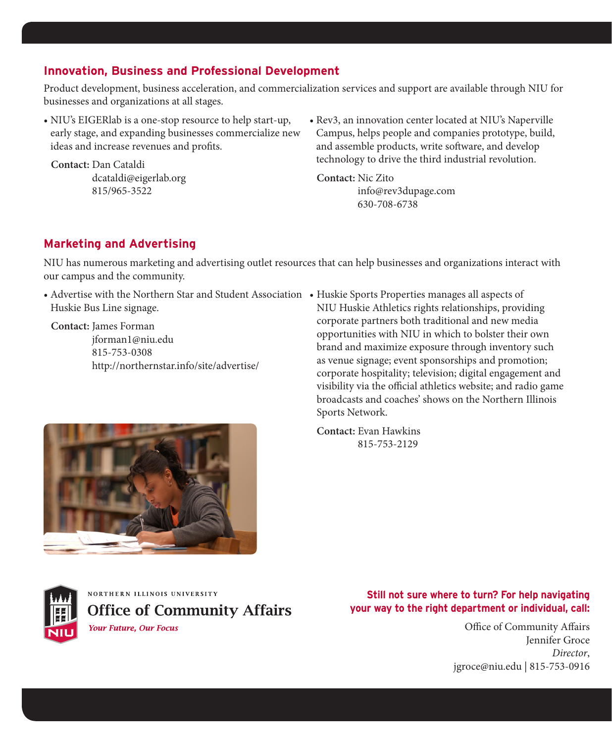## Innovation, Business and Professional Development

Product development, business acceleration, and commercialization services and support are available through NIU for businesses and organizations at all stages.

- NIU's EIGERlab is a one-stop resource to help start-up, early stage, and expanding businesses commercialize new ideas and increase revenues and profits.

  **Contact:** Dan Cataldi
  dcataldi@eigerlab.org
  815/965-3522

- Rev3, an innovation center located at NIU's Naperville Campus, helps people and companies prototype, build, and assemble products, write software, and develop technology to drive the third industrial revolution.

  **Contact:** Nic Zito
  info@rev3dupage.com
  630-708-6738

## Marketing and Advertising

NIU has numerous marketing and advertising outlet resources that can help businesses and organizations interact with our campus and the community.

- Advertise with the Northern Star and Student Association Huskie Bus Line signage.

  **Contact:** James Forman
  jforman1@niu.edu
  815-753-0308
  http://northernstar.info/site/advertise/

- Huskie Sports Properties manages all aspects of NIU Huskie Athletics rights relationships, providing corporate partners both traditional and new media opportunities with NIU in which to bolster their own brand and maximize exposure through inventory such as venue signage; event sponsorships and promotion; corporate hospitality; television; digital engagement and visibility via the official athletics website; and radio game broadcasts and coaches' shows on the Northern Illinois Sports Network.

  **Contact:** Evan Hawkins
  815-753-2129

NORTHERN ILLINOIS UNIVERSITY
**Office of Community Affairs**
*Your Future, Our Focus*

**Still not sure where to turn? For help navigating your way to the right department or individual, call:**

Office of Community Affairs
Jennifer Groce
*Director*,
jgroce@niu.edu | 815-753-0916